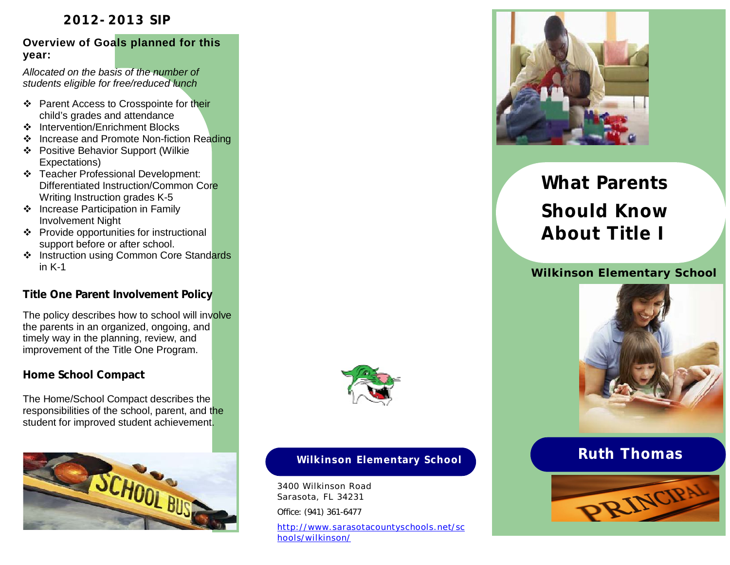## 2012-2013 SIP

### Overview of Goals planned for this year:

*Allocated on the basis of the number of students eligible for free/reduced lunch*

- Parent Access to Crosspointe for their child's grades and attendance
- Intervention/Enrichment Blocks
- Increase and Promote Non-fiction Reading
- Positive Behavior Support (Wilkie Expectations)
- Teacher Professional Development: Differentiated Instruction/Common Core Writing Instruction grades K-5
- Increase Participation in Family Involvement Night
- Provide opportunities for instructional support before or after school.
- Instruction using Common Core Standards in K-1

### Title One Parent Involvement Policy

The policy describes how to school will involve the parents in an organized, ongoing, and timely way in the planning, review, and improvement of the Title One Program.

### Home School Compact

The Home/School Compact describes the responsibilities of the school, parent, and the student for improved student achievement.

**Wilkinson Elementary School**

3400 Wilkinson Road
Sarasota, FL 34231

Office: (941) 361-6477

http://www.sarasotacountyschools.net/schools/wilkinson/

# What Parents Should Know About Title I

**Wilkinson Elementary School**

**Ruth Thomas**

PRINCIPAL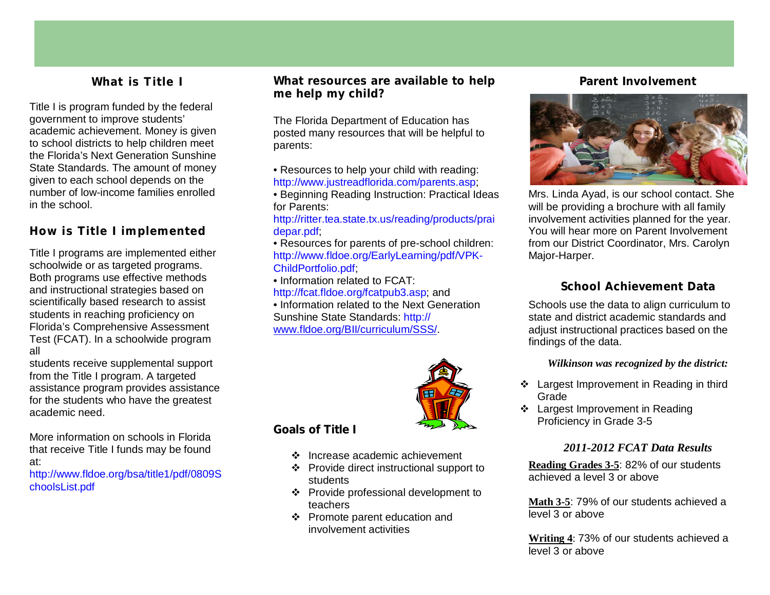## What is Title I

Title I is program funded by the federal government to improve students' academic achievement. Money is given to school districts to help children meet the Florida's Next Generation Sunshine State Standards. The amount of money given to each school depends on the number of low-income families enrolled in the school.

## How is Title I implemented

Title I programs are implemented either schoolwide or as targeted programs. Both programs use effective methods and instructional strategies based on scientifically based research to assist students in reaching proficiency on Florida's Comprehensive Assessment Test (FCAT). In a schoolwide program all students receive supplemental support from the Title I program. A targeted assistance program provides assistance for the students who have the greatest academic need.

More information on schools in Florida that receive Title I funds may be found at: http://www.fldoe.org/bsa/title1/pdf/0809SchoolsList.pdf

## What resources are available to help me help my child?

The Florida Department of Education has posted many resources that will be helpful to parents:

- Resources to help your child with reading: http://www.justreadflorida.com/parents.asp;
- Beginning Reading Instruction: Practical Ideas for Parents: http://ritter.tea.state.tx.us/reading/products/praidepar.pdf;
- Resources for parents of pre-school children: http://www.fldoe.org/EarlyLearning/pdf/VPK-ChildPortfolio.pdf;
- Information related to FCAT: http://fcat.fldoe.org/fcatpub3.asp; and
- Information related to the Next Generation Sunshine State Standards: http://www.fldoe.org/BII/curriculum/SSS/.

## Goals of Title I

- Increase academic achievement
- Provide direct instructional support to students
- Provide professional development to teachers
- Promote parent education and involvement activities

## Parent Involvement

Mrs. Linda Ayad, is our school contact. She will be providing a brochure with all family involvement activities planned for the year. You will hear more on Parent Involvement from our District Coordinator, Mrs. Carolyn Major-Harper.

## School Achievement Data

Schools use the data to align curriculum to state and district academic standards and adjust instructional practices based on the findings of the data.

***Wilkinson was recognized by the district:***

- Largest Improvement in Reading in third Grade
- Largest Improvement in Reading Proficiency in Grade 3-5

### *2011-2012 FCAT Data Results*

**Reading Grades 3-5**: 82% of our students achieved a level 3 or above

**Math 3-5**: 79% of our students achieved a level 3 or above

**Writing 4**: 73% of our students achieved a level 3 or above